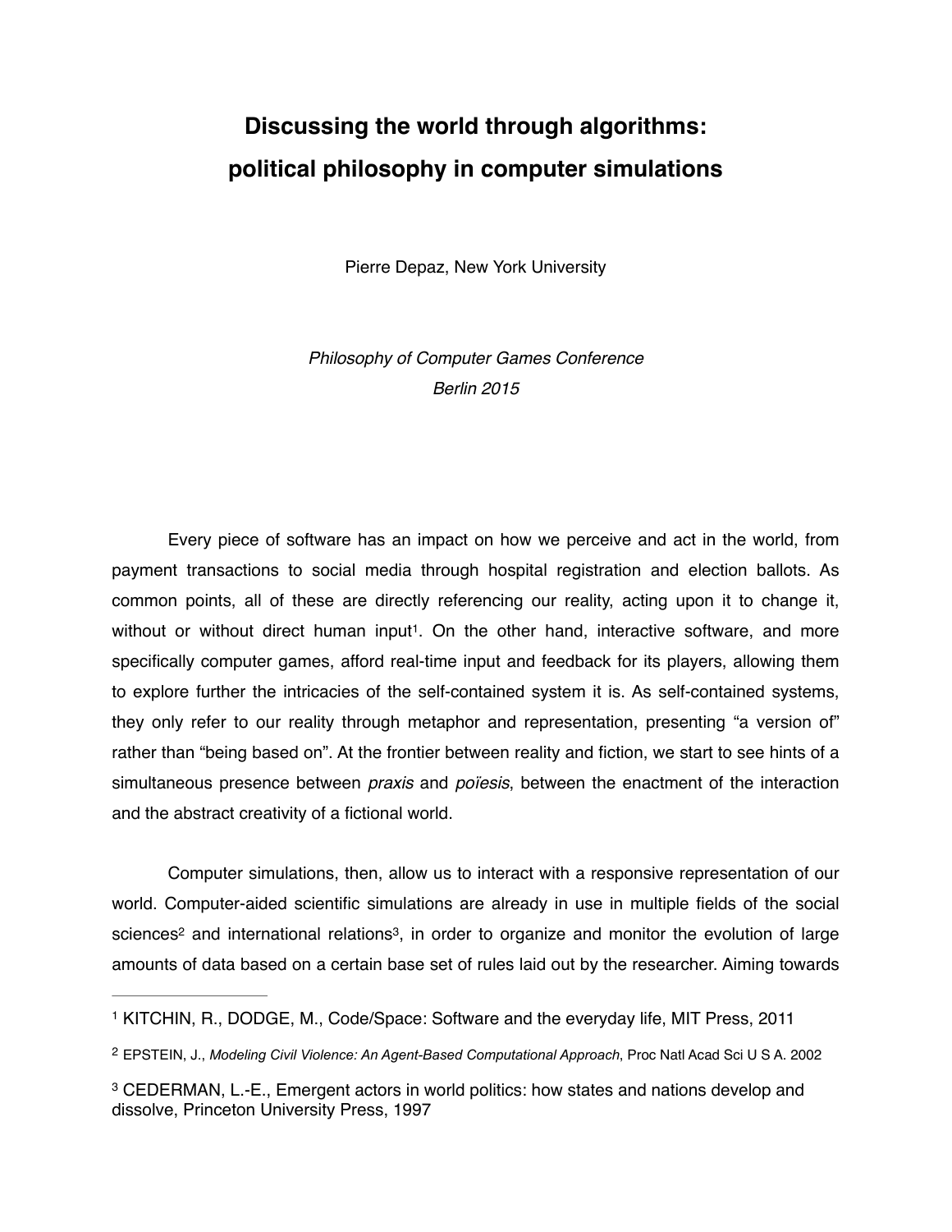# Discussing the world through algorithms: political philosophy in computer simulations

Pierre Depaz, New York University

*Philosophy of Computer Games Conference*
*Berlin 2015*

Every piece of software has an impact on how we perceive and act in the world, from payment transactions to social media through hospital registration and election ballots. As common points, all of these are directly referencing our reality, acting upon it to change it, without or without direct human input[1]. On the other hand, interactive software, and more specifically computer games, afford real-time input and feedback for its players, allowing them to explore further the intricacies of the self-contained system it is. As self-contained systems, they only refer to our reality through metaphor and representation, presenting "a version of" rather than "being based on". At the frontier between reality and fiction, we start to see hints of a simultaneous presence between *praxis* and *poïesis*, between the enactment of the interaction and the abstract creativity of a fictional world.

Computer simulations, then, allow us to interact with a responsive representation of our world. Computer-aided scientific simulations are already in use in multiple fields of the social sciences[2] and international relations[3], in order to organize and monitor the evolution of large amounts of data based on a certain base set of rules laid out by the researcher. Aiming towards

---

[1] KITCHIN, R., DODGE, M., Code/Space: Software and the everyday life, MIT Press, 2011

[2] EPSTEIN, J., *Modeling Civil Violence: An Agent-Based Computational Approach*, Proc Natl Acad Sci U S A. 2002

[3] CEDERMAN, L.-E., Emergent actors in world politics: how states and nations develop and dissolve, Princeton University Press, 1997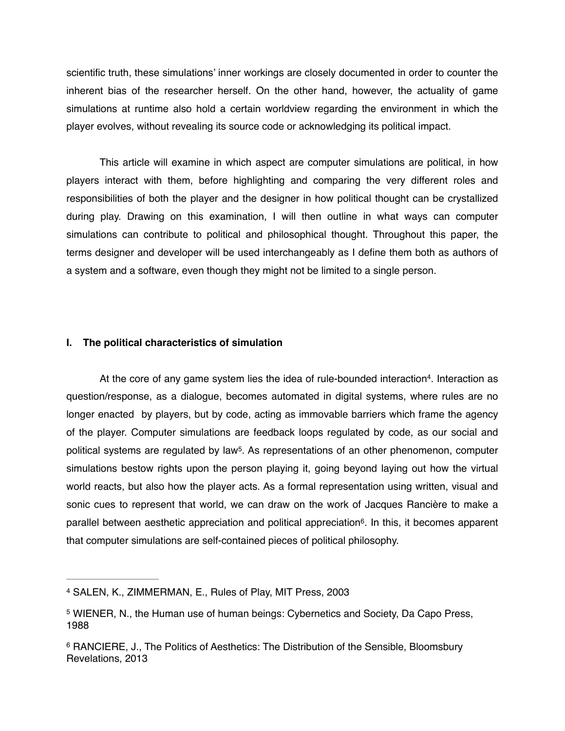scientific truth, these simulations' inner workings are closely documented in order to counter the inherent bias of the researcher herself. On the other hand, however, the actuality of game simulations at runtime also hold a certain worldview regarding the environment in which the player evolves, without revealing its source code or acknowledging its political impact.

This article will examine in which aspect are computer simulations are political, in how players interact with them, before highlighting and comparing the very different roles and responsibilities of both the player and the designer in how political thought can be crystallized during play. Drawing on this examination, I will then outline in what ways can computer simulations can contribute to political and philosophical thought. Throughout this paper, the terms designer and developer will be used interchangeably as I define them both as authors of a system and a software, even though they might not be limited to a single person.

## I. The political characteristics of simulation

At the core of any game system lies the idea of rule-bounded interaction[4]. Interaction as question/response, as a dialogue, becomes automated in digital systems, where rules are no longer enacted by players, but by code, acting as immovable barriers which frame the agency of the player. Computer simulations are feedback loops regulated by code, as our social and political systems are regulated by law[5]. As representations of an other phenomenon, computer simulations bestow rights upon the person playing it, going beyond laying out how the virtual world reacts, but also how the player acts. As a formal representation using written, visual and sonic cues to represent that world, we can draw on the work of Jacques Rancière to make a parallel between aesthetic appreciation and political appreciation[6]. In this, it becomes apparent that computer simulations are self-contained pieces of political philosophy.

---

[4] SALEN, K., ZIMMERMAN, E., Rules of Play, MIT Press, 2003

[5] WIENER, N., the Human use of human beings: Cybernetics and Society, Da Capo Press, 1988

[6] RANCIERE, J., The Politics of Aesthetics: The Distribution of the Sensible, Bloomsbury Revelations, 2013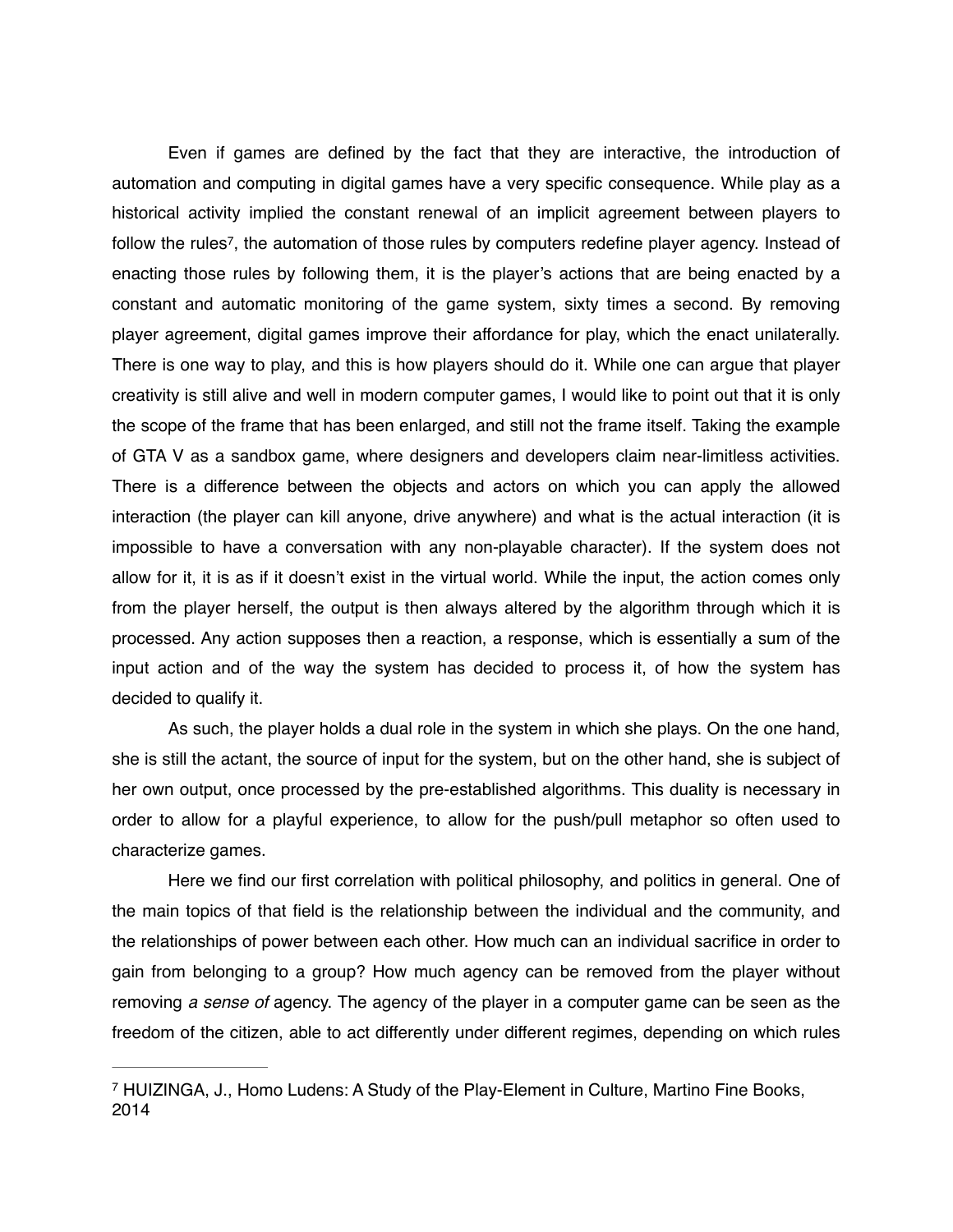Even if games are defined by the fact that they are interactive, the introduction of automation and computing in digital games have a very specific consequence. While play as a historical activity implied the constant renewal of an implicit agreement between players to follow the rules[7], the automation of those rules by computers redefine player agency. Instead of enacting those rules by following them, it is the player's actions that are being enacted by a constant and automatic monitoring of the game system, sixty times a second. By removing player agreement, digital games improve their affordance for play, which the enact unilaterally. There is one way to play, and this is how players should do it. While one can argue that player creativity is still alive and well in modern computer games, I would like to point out that it is only the scope of the frame that has been enlarged, and still not the frame itself. Taking the example of GTA V as a sandbox game, where designers and developers claim near-limitless activities. There is a difference between the objects and actors on which you can apply the allowed interaction (the player can kill anyone, drive anywhere) and what is the actual interaction (it is impossible to have a conversation with any non-playable character). If the system does not allow for it, it is as if it doesn't exist in the virtual world. While the input, the action comes only from the player herself, the output is then always altered by the algorithm through which it is processed. Any action supposes then a reaction, a response, which is essentially a sum of the input action and of the way the system has decided to process it, of how the system has decided to qualify it.

As such, the player holds a dual role in the system in which she plays. On the one hand, she is still the actant, the source of input for the system, but on the other hand, she is subject of her own output, once processed by the pre-established algorithms. This duality is necessary in order to allow for a playful experience, to allow for the push/pull metaphor so often used to characterize games.

Here we find our first correlation with political philosophy, and politics in general. One of the main topics of that field is the relationship between the individual and the community, and the relationships of power between each other. How much can an individual sacrifice in order to gain from belonging to a group? How much agency can be removed from the player without removing *a sense of* agency. The agency of the player in a computer game can be seen as the freedom of the citizen, able to act differently under different regimes, depending on which rules

---

[7] HUIZINGA, J., Homo Ludens: A Study of the Play-Element in Culture, Martino Fine Books, 2014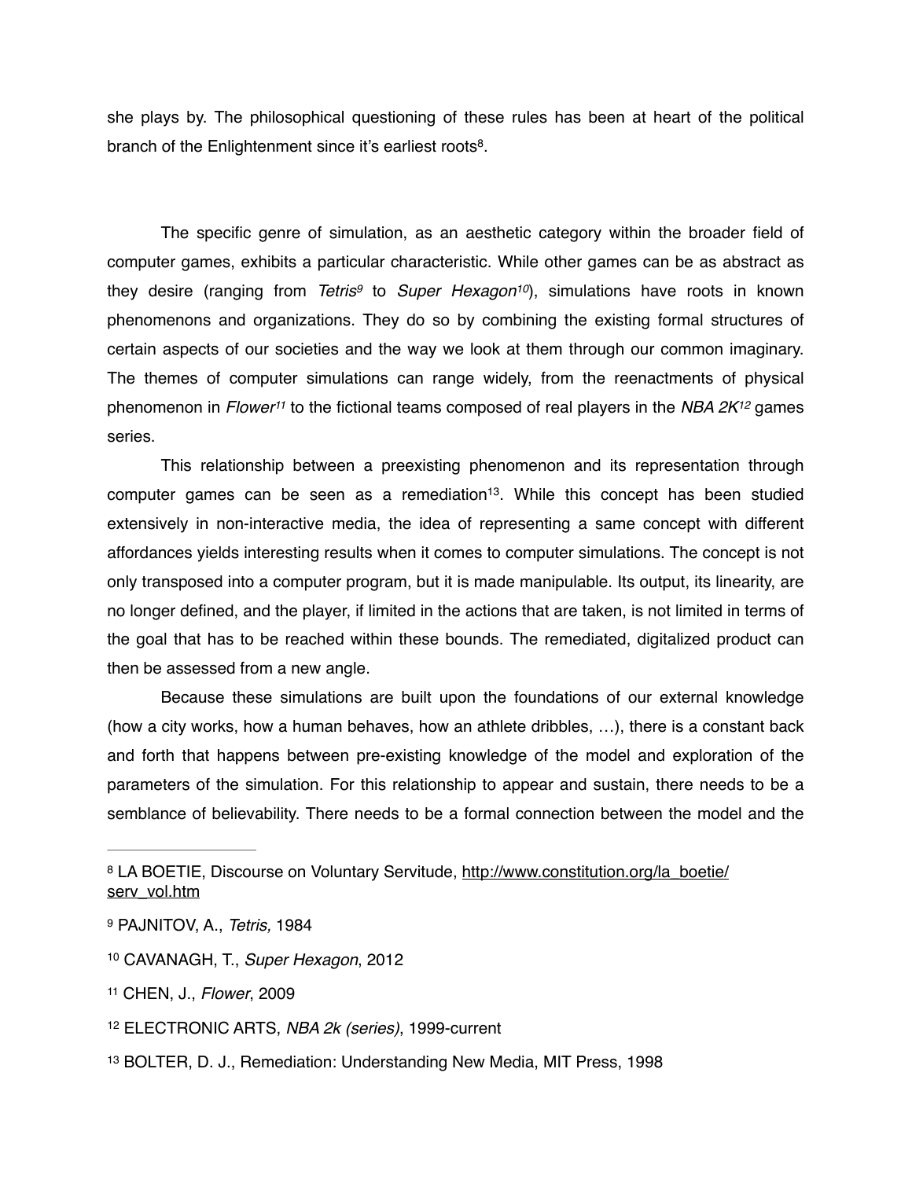she plays by. The philosophical questioning of these rules has been at heart of the political branch of the Enlightenment since it's earliest roots[8].

The specific genre of simulation, as an aesthetic category within the broader field of computer games, exhibits a particular characteristic. While other games can be as abstract as they desire (ranging from *Tetris*[9] to *Super Hexagon*[10]), simulations have roots in known phenomenons and organizations. They do so by combining the existing formal structures of certain aspects of our societies and the way we look at them through our common imaginary. The themes of computer simulations can range widely, from the reenactments of physical phenomenon in *Flower*[11] to the fictional teams composed of real players in the *NBA 2K*[12] games series.

This relationship between a preexisting phenomenon and its representation through computer games can be seen as a remediation[13]. While this concept has been studied extensively in non-interactive media, the idea of representing a same concept with different affordances yields interesting results when it comes to computer simulations. The concept is not only transposed into a computer program, but it is made manipulable. Its output, its linearity, are no longer defined, and the player, if limited in the actions that are taken, is not limited in terms of the goal that has to be reached within these bounds. The remediated, digitalized product can then be assessed from a new angle.

Because these simulations are built upon the foundations of our external knowledge (how a city works, how a human behaves, how an athlete dribbles, …), there is a constant back and forth that happens between pre-existing knowledge of the model and exploration of the parameters of the simulation. For this relationship to appear and sustain, there needs to be a semblance of believability. There needs to be a formal connection between the model and the

---

[8] LA BOETIE, Discourse on Voluntary Servitude, http://www.constitution.org/la_boetie/serv_vol.htm

[9] PAJNITOV, A., *Tetris,* 1984

[10] CAVANAGH, T., *Super Hexagon*, 2012

[11] CHEN, J., *Flower*, 2009

[12] ELECTRONIC ARTS, *NBA 2k (series)*, 1999-current

[13] BOLTER, D. J., Remediation: Understanding New Media, MIT Press, 1998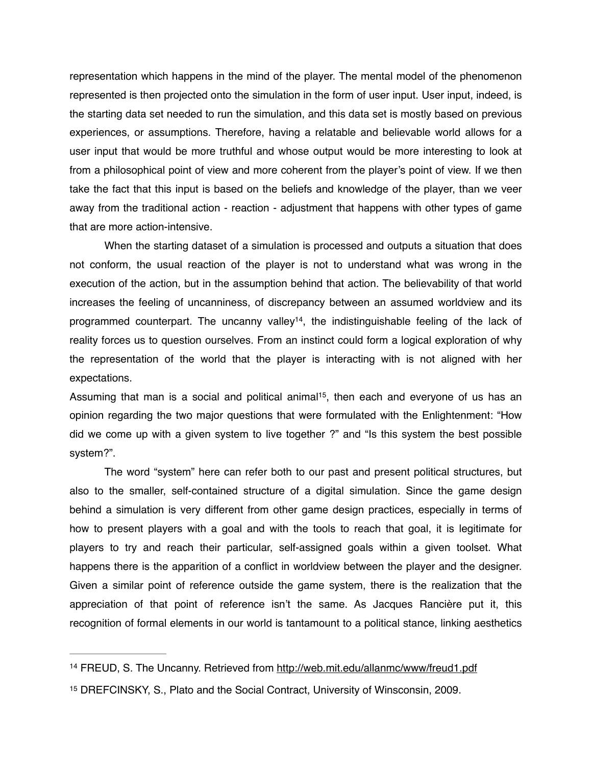representation which happens in the mind of the player. The mental model of the phenomenon represented is then projected onto the simulation in the form of user input. User input, indeed, is the starting data set needed to run the simulation, and this data set is mostly based on previous experiences, or assumptions. Therefore, having a relatable and believable world allows for a user input that would be more truthful and whose output would be more interesting to look at from a philosophical point of view and more coherent from the player's point of view. If we then take the fact that this input is based on the beliefs and knowledge of the player, than we veer away from the traditional action - reaction - adjustment that happens with other types of game that are more action-intensive.

When the starting dataset of a simulation is processed and outputs a situation that does not conform, the usual reaction of the player is not to understand what was wrong in the execution of the action, but in the assumption behind that action. The believability of that world increases the feeling of uncanniness, of discrepancy between an assumed worldview and its programmed counterpart. The uncanny valley[14], the indistinguishable feeling of the lack of reality forces us to question ourselves. From an instinct could form a logical exploration of why the representation of the world that the player is interacting with is not aligned with her expectations.

Assuming that man is a social and political animal[15], then each and everyone of us has an opinion regarding the two major questions that were formulated with the Enlightenment: "How did we come up with a given system to live together ?" and "Is this system the best possible system?".

The word "system" here can refer both to our past and present political structures, but also to the smaller, self-contained structure of a digital simulation. Since the game design behind a simulation is very different from other game design practices, especially in terms of how to present players with a goal and with the tools to reach that goal, it is legitimate for players to try and reach their particular, self-assigned goals within a given toolset. What happens there is the apparition of a conflict in worldview between the player and the designer. Given a similar point of reference outside the game system, there is the realization that the appreciation of that point of reference isn't the same. As Jacques Rancière put it, this recognition of formal elements in our world is tantamount to a political stance, linking aesthetics

---

[14] FREUD, S. The Uncanny. Retrieved from http://web.mit.edu/allanmc/www/freud1.pdf

[15] DREFCINSKY, S., Plato and the Social Contract, University of Winsconsin, 2009.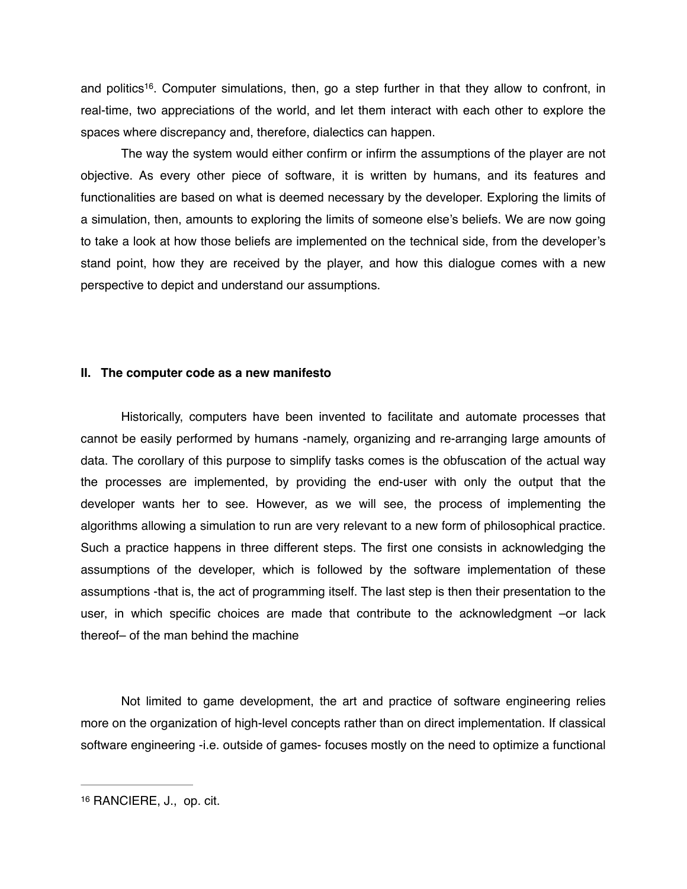and politics[16]. Computer simulations, then, go a step further in that they allow to confront, in real-time, two appreciations of the world, and let them interact with each other to explore the spaces where discrepancy and, therefore, dialectics can happen.

The way the system would either confirm or infirm the assumptions of the player are not objective. As every other piece of software, it is written by humans, and its features and functionalities are based on what is deemed necessary by the developer. Exploring the limits of a simulation, then, amounts to exploring the limits of someone else's beliefs. We are now going to take a look at how those beliefs are implemented on the technical side, from the developer's stand point, how they are received by the player, and how this dialogue comes with a new perspective to depict and understand our assumptions.

## II. The computer code as a new manifesto

Historically, computers have been invented to facilitate and automate processes that cannot be easily performed by humans -namely, organizing and re-arranging large amounts of data. The corollary of this purpose to simplify tasks comes is the obfuscation of the actual way the processes are implemented, by providing the end-user with only the output that the developer wants her to see. However, as we will see, the process of implementing the algorithms allowing a simulation to run are very relevant to a new form of philosophical practice. Such a practice happens in three different steps. The first one consists in acknowledging the assumptions of the developer, which is followed by the software implementation of these assumptions -that is, the act of programming itself. The last step is then their presentation to the user, in which specific choices are made that contribute to the acknowledgment –or lack thereof– of the man behind the machine

Not limited to game development, the art and practice of software engineering relies more on the organization of high-level concepts rather than on direct implementation. If classical software engineering -i.e. outside of games- focuses mostly on the need to optimize a functional

[16] RANCIERE, J., op. cit.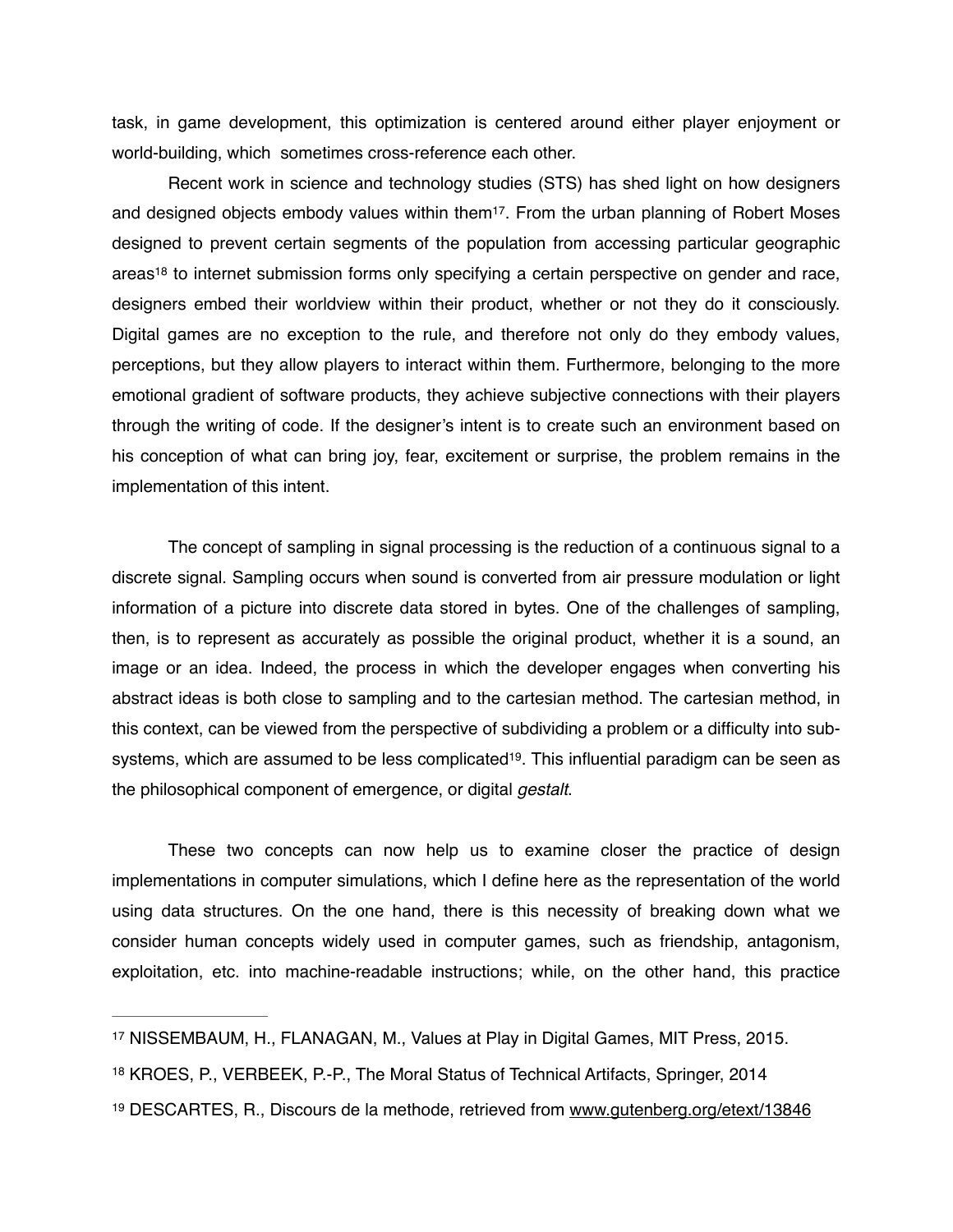task, in game development, this optimization is centered around either player enjoyment or world-building, which sometimes cross-reference each other.

Recent work in science and technology studies (STS) has shed light on how designers and designed objects embody values within them[17]. From the urban planning of Robert Moses designed to prevent certain segments of the population from accessing particular geographic areas[18] to internet submission forms only specifying a certain perspective on gender and race, designers embed their worldview within their product, whether or not they do it consciously. Digital games are no exception to the rule, and therefore not only do they embody values, perceptions, but they allow players to interact within them. Furthermore, belonging to the more emotional gradient of software products, they achieve subjective connections with their players through the writing of code. If the designer's intent is to create such an environment based on his conception of what can bring joy, fear, excitement or surprise, the problem remains in the implementation of this intent.

The concept of sampling in signal processing is the reduction of a continuous signal to a discrete signal. Sampling occurs when sound is converted from air pressure modulation or light information of a picture into discrete data stored in bytes. One of the challenges of sampling, then, is to represent as accurately as possible the original product, whether it is a sound, an image or an idea. Indeed, the process in which the developer engages when converting his abstract ideas is both close to sampling and to the cartesian method. The cartesian method, in this context, can be viewed from the perspective of subdividing a problem or a difficulty into sub-systems, which are assumed to be less complicated[19]. This influential paradigm can be seen as the philosophical component of emergence, or digital *gestalt*.

These two concepts can now help us to examine closer the practice of design implementations in computer simulations, which I define here as the representation of the world using data structures. On the one hand, there is this necessity of breaking down what we consider human concepts widely used in computer games, such as friendship, antagonism, exploitation, etc. into machine-readable instructions; while, on the other hand, this practice

---

[17] NISSEMBAUM, H., FLANAGAN, M., Values at Play in Digital Games, MIT Press, 2015.

[18] KROES, P., VERBEEK, P.-P., The Moral Status of Technical Artifacts, Springer, 2014

[19] DESCARTES, R., Discours de la methode, retrieved from www.gutenberg.org/etext/13846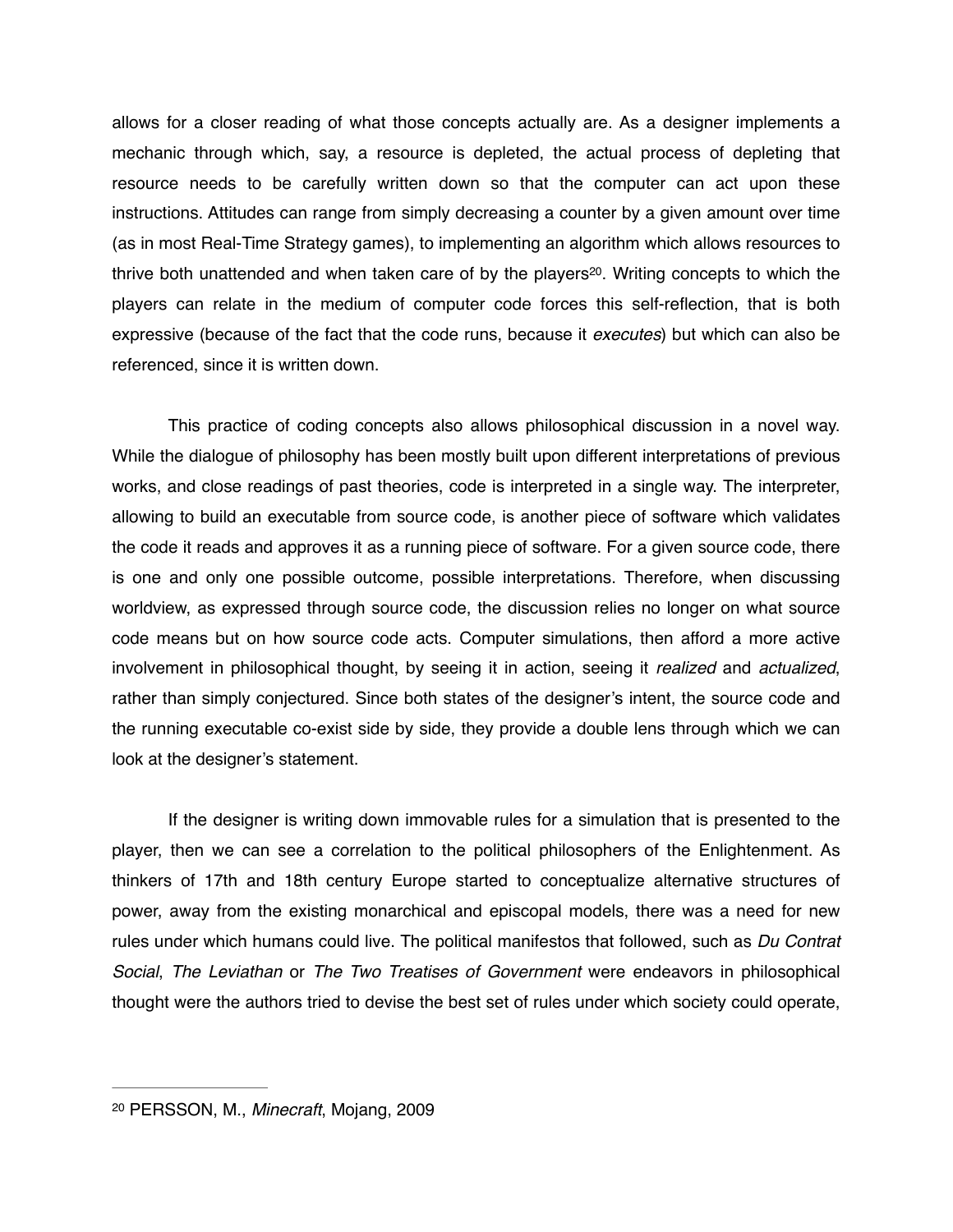allows for a closer reading of what those concepts actually are. As a designer implements a mechanic through which, say, a resource is depleted, the actual process of depleting that resource needs to be carefully written down so that the computer can act upon these instructions. Attitudes can range from simply decreasing a counter by a given amount over time (as in most Real-Time Strategy games), to implementing an algorithm which allows resources to thrive both unattended and when taken care of by the players[20]. Writing concepts to which the players can relate in the medium of computer code forces this self-reflection, that is both expressive (because of the fact that the code runs, because it *executes*) but which can also be referenced, since it is written down.

This practice of coding concepts also allows philosophical discussion in a novel way. While the dialogue of philosophy has been mostly built upon different interpretations of previous works, and close readings of past theories, code is interpreted in a single way. The interpreter, allowing to build an executable from source code, is another piece of software which validates the code it reads and approves it as a running piece of software. For a given source code, there is one and only one possible outcome, possible interpretations. Therefore, when discussing worldview, as expressed through source code, the discussion relies no longer on what source code means but on how source code acts. Computer simulations, then afford a more active involvement in philosophical thought, by seeing it in action, seeing it *realized* and *actualized*, rather than simply conjectured. Since both states of the designer's intent, the source code and the running executable co-exist side by side, they provide a double lens through which we can look at the designer's statement.

If the designer is writing down immovable rules for a simulation that is presented to the player, then we can see a correlation to the political philosophers of the Enlightenment. As thinkers of 17th and 18th century Europe started to conceptualize alternative structures of power, away from the existing monarchical and episcopal models, there was a need for new rules under which humans could live. The political manifestos that followed, such as *Du Contrat Social*, *The Leviathan* or *The Two Treatises of Government* were endeavors in philosophical thought were the authors tried to devise the best set of rules under which society could operate,

---

[20] PERSSON, M., *Minecraft*, Mojang, 2009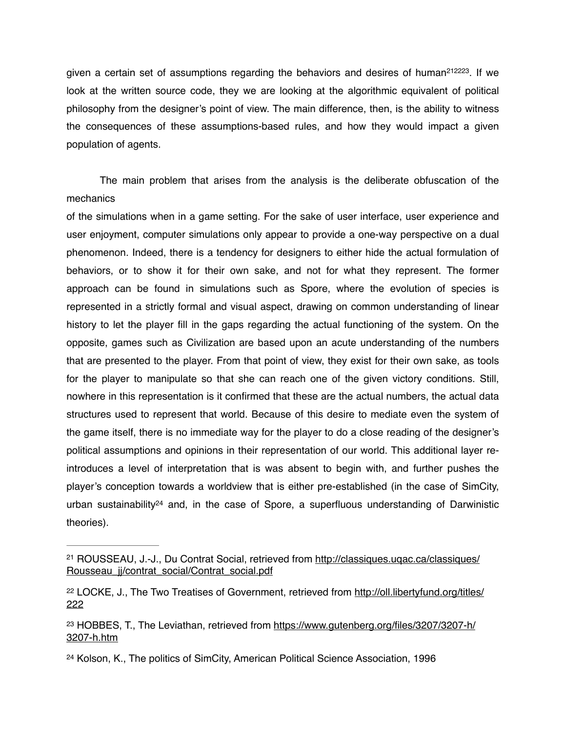given a certain set of assumptions regarding the behaviors and desires of human[21][22][23]. If we look at the written source code, they we are looking at the algorithmic equivalent of political philosophy from the designer's point of view. The main difference, then, is the ability to witness the consequences of these assumptions-based rules, and how they would impact a given population of agents.

The main problem that arises from the analysis is the deliberate obfuscation of the mechanics of the simulations when in a game setting. For the sake of user interface, user experience and user enjoyment, computer simulations only appear to provide a one-way perspective on a dual phenomenon. Indeed, there is a tendency for designers to either hide the actual formulation of behaviors, or to show it for their own sake, and not for what they represent. The former approach can be found in simulations such as Spore, where the evolution of species is represented in a strictly formal and visual aspect, drawing on common understanding of linear history to let the player fill in the gaps regarding the actual functioning of the system. On the opposite, games such as Civilization are based upon an acute understanding of the numbers that are presented to the player. From that point of view, they exist for their own sake, as tools for the player to manipulate so that she can reach one of the given victory conditions. Still, nowhere in this representation is it confirmed that these are the actual numbers, the actual data structures used to represent that world. Because of this desire to mediate even the system of the game itself, there is no immediate way for the player to do a close reading of the designer's political assumptions and opinions in their representation of our world. This additional layer re-introduces a level of interpretation that is was absent to begin with, and further pushes the player's conception towards a worldview that is either pre-established (in the case of SimCity, urban sustainability[24] and, in the case of Spore, a superfluous understanding of Darwinistic theories).

---

[21] ROUSSEAU, J.-J., Du Contrat Social, retrieved from http://classiques.uqac.ca/classiques/Rousseau_jj/contrat_social/Contrat_social.pdf

[22] LOCKE, J., The Two Treatises of Government, retrieved from http://oll.libertyfund.org/titles/222

[23] HOBBES, T., The Leviathan, retrieved from https://www.gutenberg.org/files/3207/3207-h/3207-h.htm

[24] Kolson, K., The politics of SimCity, American Political Science Association, 1996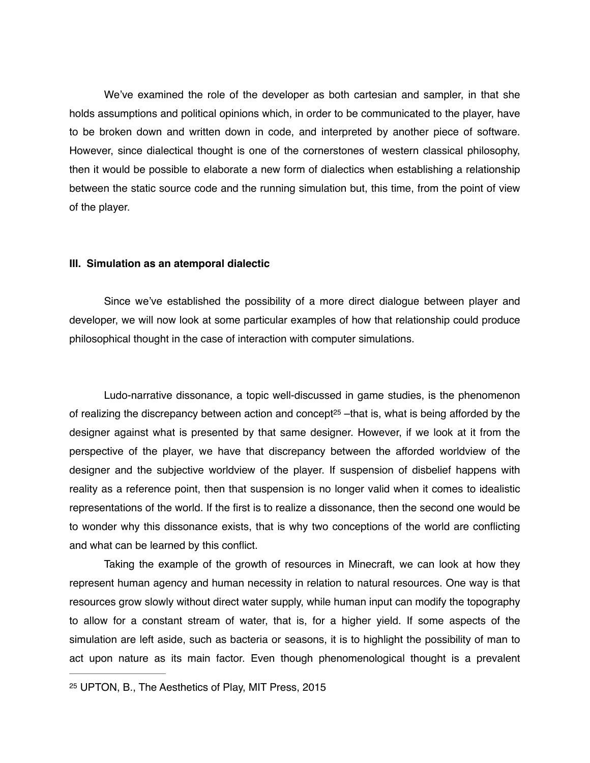We've examined the role of the developer as both cartesian and sampler, in that she holds assumptions and political opinions which, in order to be communicated to the player, have to be broken down and written down in code, and interpreted by another piece of software. However, since dialectical thought is one of the cornerstones of western classical philosophy, then it would be possible to elaborate a new form of dialectics when establishing a relationship between the static source code and the running simulation but, this time, from the point of view of the player.

### III. Simulation as an atemporal dialectic

Since we've established the possibility of a more direct dialogue between player and developer, we will now look at some particular examples of how that relationship could produce philosophical thought in the case of interaction with computer simulations.

Ludo-narrative dissonance, a topic well-discussed in game studies, is the phenomenon of realizing the discrepancy between action and concept[25] –that is, what is being afforded by the designer against what is presented by that same designer. However, if we look at it from the perspective of the player, we have that discrepancy between the afforded worldview of the designer and the subjective worldview of the player. If suspension of disbelief happens with reality as a reference point, then that suspension is no longer valid when it comes to idealistic representations of the world. If the first is to realize a dissonance, then the second one would be to wonder why this dissonance exists, that is why two conceptions of the world are conflicting and what can be learned by this conflict.

Taking the example of the growth of resources in Minecraft, we can look at how they represent human agency and human necessity in relation to natural resources. One way is that resources grow slowly without direct water supply, while human input can modify the topography to allow for a constant stream of water, that is, for a higher yield. If some aspects of the simulation are left aside, such as bacteria or seasons, it is to highlight the possibility of man to act upon nature as its main factor. Even though phenomenological thought is a prevalent

[25] UPTON, B., The Aesthetics of Play, MIT Press, 2015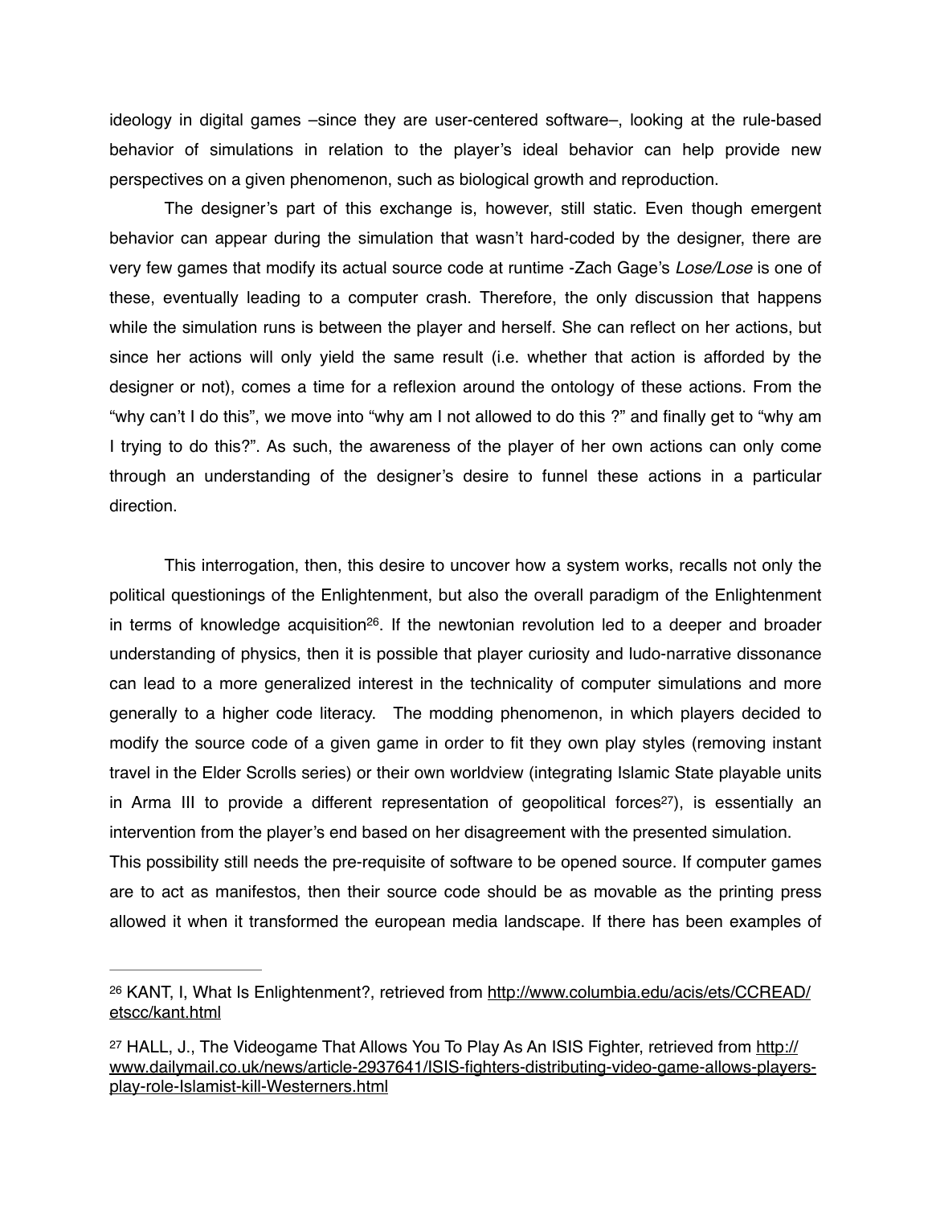ideology in digital games –since they are user-centered software–, looking at the rule-based behavior of simulations in relation to the player's ideal behavior can help provide new perspectives on a given phenomenon, such as biological growth and reproduction.

The designer's part of this exchange is, however, still static. Even though emergent behavior can appear during the simulation that wasn't hard-coded by the designer, there are very few games that modify its actual source code at runtime -Zach Gage's *Lose/Lose* is one of these, eventually leading to a computer crash. Therefore, the only discussion that happens while the simulation runs is between the player and herself. She can reflect on her actions, but since her actions will only yield the same result (i.e. whether that action is afforded by the designer or not), comes a time for a reflexion around the ontology of these actions. From the "why can't I do this", we move into "why am I not allowed to do this ?" and finally get to "why am I trying to do this?". As such, the awareness of the player of her own actions can only come through an understanding of the designer's desire to funnel these actions in a particular direction.

This interrogation, then, this desire to uncover how a system works, recalls not only the political questionings of the Enlightenment, but also the overall paradigm of the Enlightenment in terms of knowledge acquisition[26]. If the newtonian revolution led to a deeper and broader understanding of physics, then it is possible that player curiosity and ludo-narrative dissonance can lead to a more generalized interest in the technicality of computer simulations and more generally to a higher code literacy. The modding phenomenon, in which players decided to modify the source code of a given game in order to fit they own play styles (removing instant travel in the Elder Scrolls series) or their own worldview (integrating Islamic State playable units in Arma III to provide a different representation of geopolitical forces[27]), is essentially an intervention from the player's end based on her disagreement with the presented simulation.
This possibility still needs the pre-requisite of software to be opened source. If computer games are to act as manifestos, then their source code should be as movable as the printing press allowed it when it transformed the european media landscape. If there has been examples of

---

[26] KANT, I, What Is Enlightenment?, retrieved from http://www.columbia.edu/acis/ets/CCREAD/etscc/kant.html

[27] HALL, J., The Videogame That Allows You To Play As An ISIS Fighter, retrieved from http://www.dailymail.co.uk/news/article-2937641/ISIS-fighters-distributing-video-game-allows-players-play-role-Islamist-kill-Westerners.html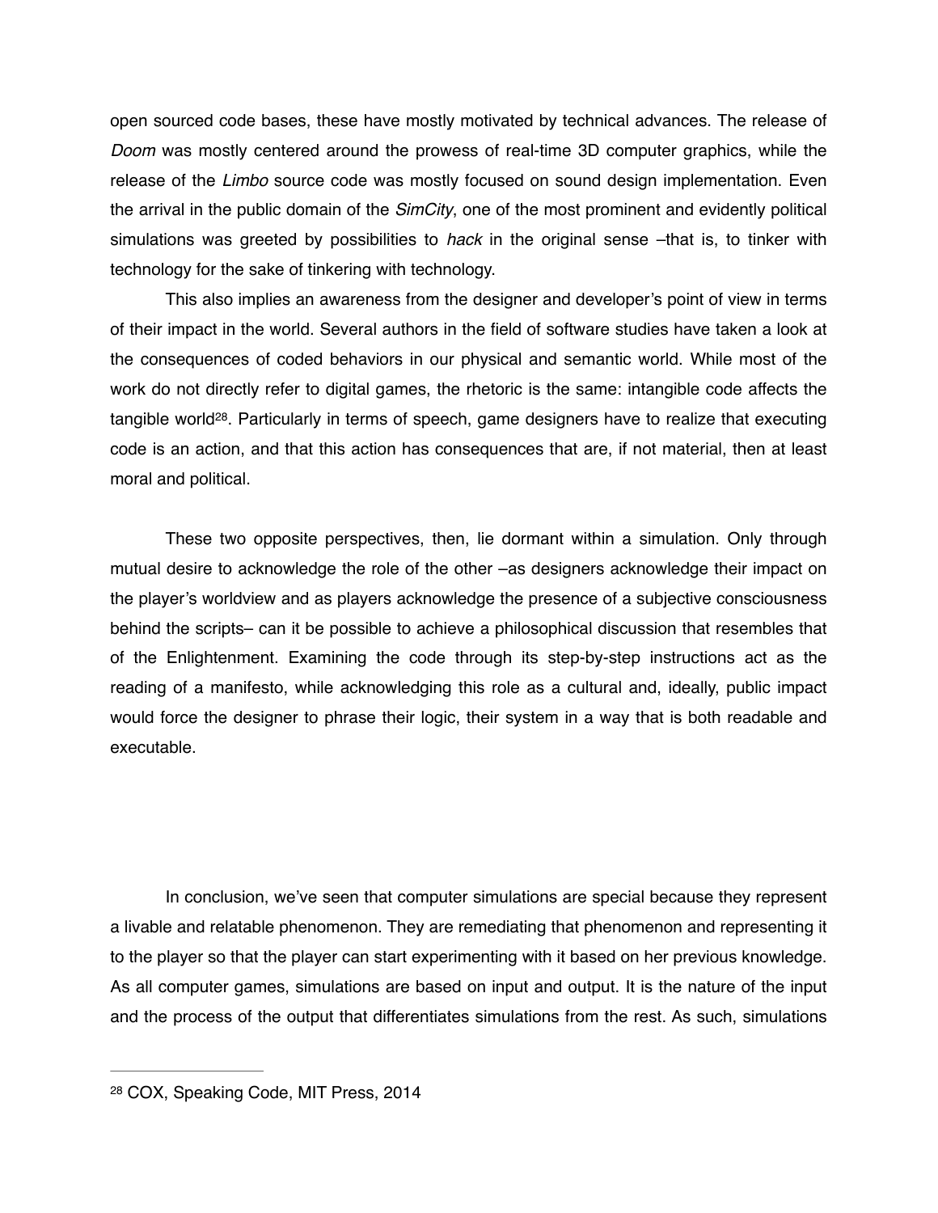open sourced code bases, these have mostly motivated by technical advances. The release of *Doom* was mostly centered around the prowess of real-time 3D computer graphics, while the release of the *Limbo* source code was mostly focused on sound design implementation. Even the arrival in the public domain of the *SimCity*, one of the most prominent and evidently political simulations was greeted by possibilities to *hack* in the original sense –that is, to tinker with technology for the sake of tinkering with technology.

This also implies an awareness from the designer and developer's point of view in terms of their impact in the world. Several authors in the field of software studies have taken a look at the consequences of coded behaviors in our physical and semantic world. While most of the work do not directly refer to digital games, the rhetoric is the same: intangible code affects the tangible world[28]. Particularly in terms of speech, game designers have to realize that executing code is an action, and that this action has consequences that are, if not material, then at least moral and political.

These two opposite perspectives, then, lie dormant within a simulation. Only through mutual desire to acknowledge the role of the other –as designers acknowledge their impact on the player's worldview and as players acknowledge the presence of a subjective consciousness behind the scripts– can it be possible to achieve a philosophical discussion that resembles that of the Enlightenment. Examining the code through its step-by-step instructions act as the reading of a manifesto, while acknowledging this role as a cultural and, ideally, public impact would force the designer to phrase their logic, their system in a way that is both readable and executable.

In conclusion, we've seen that computer simulations are special because they represent a livable and relatable phenomenon. They are remediating that phenomenon and representing it to the player so that the player can start experimenting with it based on her previous knowledge. As all computer games, simulations are based on input and output. It is the nature of the input and the process of the output that differentiates simulations from the rest. As such, simulations

---

[28] COX, Speaking Code, MIT Press, 2014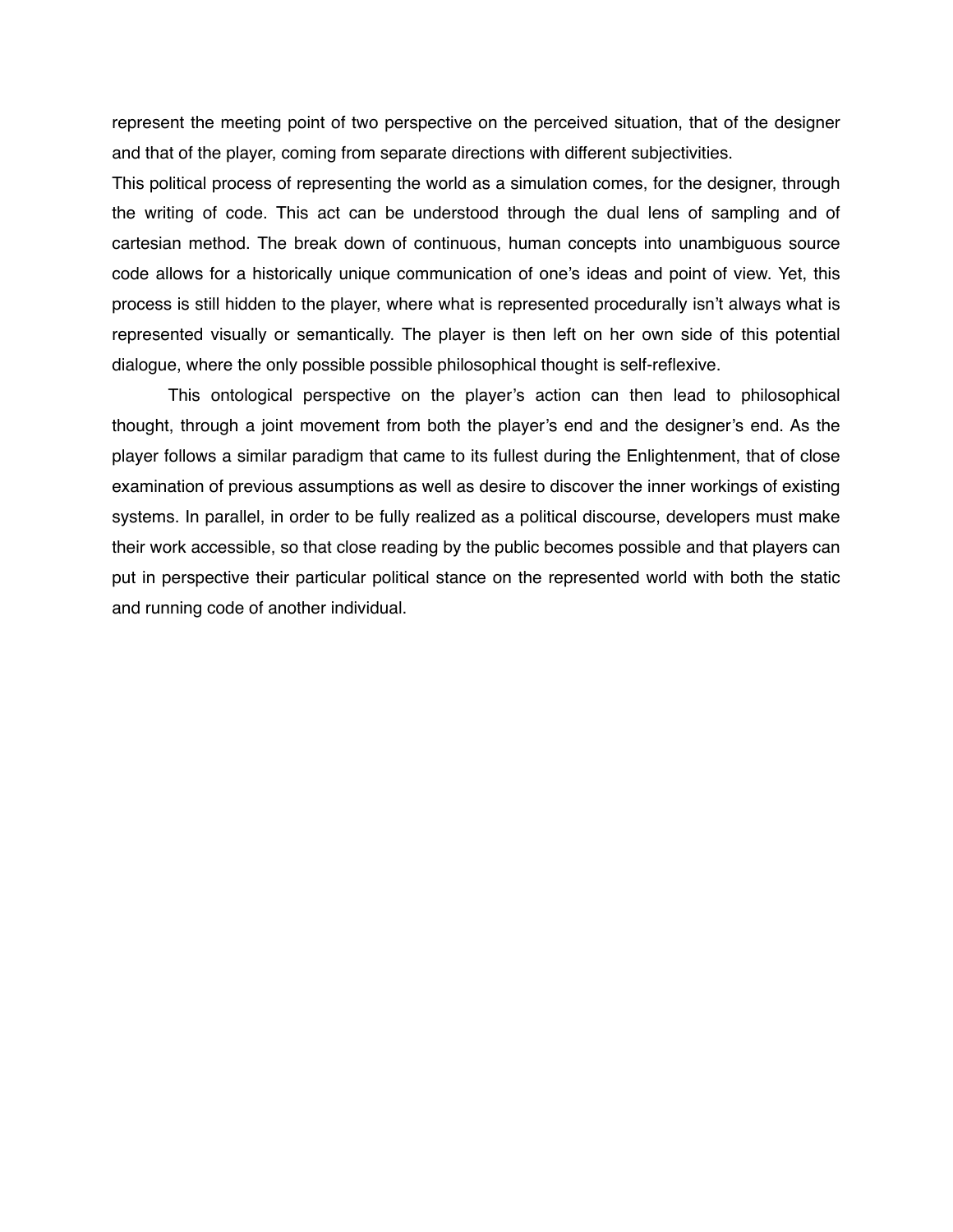represent the meeting point of two perspective on the perceived situation, that of the designer and that of the player, coming from separate directions with different subjectivities.

This political process of representing the world as a simulation comes, for the designer, through the writing of code. This act can be understood through the dual lens of sampling and of cartesian method. The break down of continuous, human concepts into unambiguous source code allows for a historically unique communication of one's ideas and point of view. Yet, this process is still hidden to the player, where what is represented procedurally isn't always what is represented visually or semantically. The player is then left on her own side of this potential dialogue, where the only possible possible philosophical thought is self-reflexive.

This ontological perspective on the player's action can then lead to philosophical thought, through a joint movement from both the player's end and the designer's end. As the player follows a similar paradigm that came to its fullest during the Enlightenment, that of close examination of previous assumptions as well as desire to discover the inner workings of existing systems. In parallel, in order to be fully realized as a political discourse, developers must make their work accessible, so that close reading by the public becomes possible and that players can put in perspective their particular political stance on the represented world with both the static and running code of another individual.